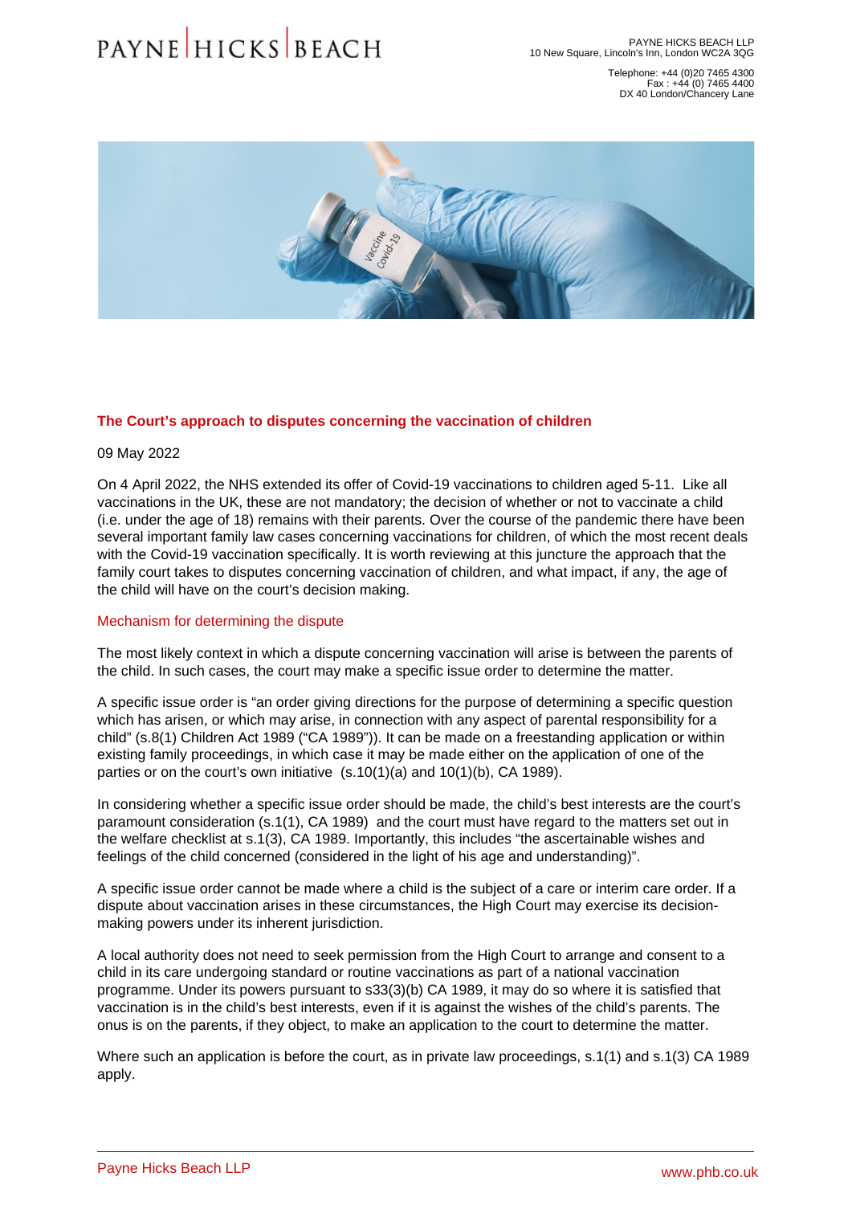## The Court's approach to disputes concerning the vaccination of children

09 May 2022

On 4 April 2022, the NHS extended its offer of Covid-19 vaccinations to children aged 5-11. Like all vaccinations in the UK, these are not mandatory; the decision of whether or not to vaccinate a child (i.e. under the age of 18) remains with their parents. Over the course of the pandemic there have been several important family law cases concerning vaccinations for children, of which the most recent deals with the Covid-19 vaccination specifically. It is worth reviewing at this juncture the approach that the family court takes to disputes concerning vaccination of children, and what impact, if any, the age of the child will have on the court's decision making.

### Mechanism for determining the dispute

The most likely context in which a dispute concerning vaccination will arise is between the parents of the child. In such cases, the court may make a specific issue order to determine the matter.

A specific issue order is "an order giving directions for the purpose of determining a specific question which has arisen, or which may arise, in connection with any aspect of parental responsibility for a child" (s.8(1) Children Act 1989 ("CA 1989")). It can be made on a freestanding application or within existing family proceedings, in which case it may be made either on the application of one of the parties or on the court's own initiative (s.10(1)(a) and 10(1)(b), CA 1989).

In considering whether a specific issue order should be made, the child's best interests are the court's paramount consideration (s.1(1), CA 1989) and the court must have regard to the matters set out in the welfare checklist at s.1(3), CA 1989. Importantly, this includes "the ascertainable wishes and feelings of the child concerned (considered in the light of his age and understanding)".

A specific issue order cannot be made where a child is the subject of a care or interim care order. If a dispute about vaccination arises in these circumstances, the High Court may exercise its decision-making powers under its inherent jurisdiction.

A local authority does not need to seek permission from the High Court to arrange and consent to a child in its care undergoing standard or routine vaccinations as part of a national vaccination programme. Under its powers pursuant to s33(3)(b) CA 1989, it may do so where it is satisfied that vaccination is in the child's best interests, even if it is against the wishes of the child's parents. The onus is on the parents, if they object, to make an application to the court to determine the matter.

Where such an application is before the court, as in private law proceedings, s.1(1) and s.1(3) CA 1989 apply.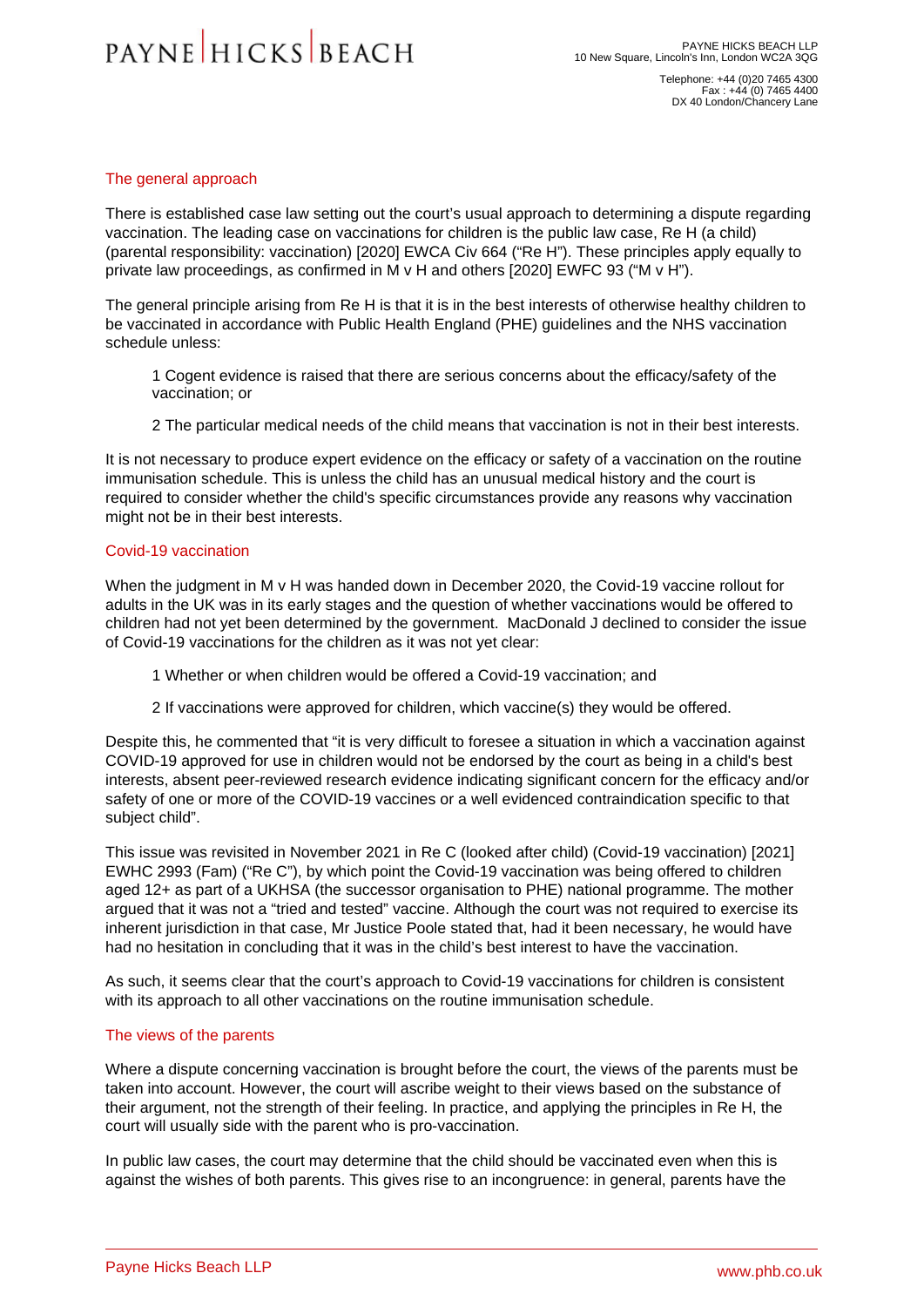## The general approach

There is established case law setting out the court's usual approach to determining a dispute regarding vaccination. The leading case on vaccinations for children is the public law case, Re H (a child) (parental responsibility: vaccination) [2020] EWCA Civ 664 ("Re H"). These principles apply equally to private law proceedings, as confirmed in M v H and others [2020] EWFC 93 ("M v H").

The general principle arising from Re H is that it is in the best interests of otherwise healthy children to be vaccinated in accordance with Public Health England (PHE) guidelines and the NHS vaccination schedule unless:

1 Cogent evidence is raised that there are serious concerns about the efficacy/safety of the vaccination; or

2 The particular medical needs of the child means that vaccination is not in their best interests.

It is not necessary to produce expert evidence on the efficacy or safety of a vaccination on the routine immunisation schedule. This is unless the child has an unusual medical history and the court is required to consider whether the child's specific circumstances provide any reasons why vaccination might not be in their best interests.

## Covid-19 vaccination

When the judgment in M v H was handed down in December 2020, the Covid-19 vaccine rollout for adults in the UK was in its early stages and the question of whether vaccinations would be offered to children had not yet been determined by the government. MacDonald J declined to consider the issue of Covid-19 vaccinations for the children as it was not yet clear:

1 Whether or when children would be offered a Covid-19 vaccination; and

2 If vaccinations were approved for children, which vaccine(s) they would be offered.

Despite this, he commented that "it is very difficult to foresee a situation in which a vaccination against COVID-19 approved for use in children would not be endorsed by the court as being in a child's best interests, absent peer-reviewed research evidence indicating significant concern for the efficacy and/or safety of one or more of the COVID-19 vaccines or a well evidenced contraindication specific to that subject child".

This issue was revisited in November 2021 in Re C (looked after child) (Covid-19 vaccination) [2021] EWHC 2993 (Fam) ("Re C"), by which point the Covid-19 vaccination was being offered to children aged 12+ as part of a UKHSA (the successor organisation to PHE) national programme. The mother argued that it was not a "tried and tested" vaccine. Although the court was not required to exercise its inherent jurisdiction in that case, Mr Justice Poole stated that, had it been necessary, he would have had no hesitation in concluding that it was in the child's best interest to have the vaccination.

As such, it seems clear that the court's approach to Covid-19 vaccinations for children is consistent with its approach to all other vaccinations on the routine immunisation schedule.

## The views of the parents

Where a dispute concerning vaccination is brought before the court, the views of the parents must be taken into account. However, the court will ascribe weight to their views based on the substance of their argument, not the strength of their feeling. In practice, and applying the principles in Re H, the court will usually side with the parent who is pro-vaccination.

In public law cases, the court may determine that the child should be vaccinated even when this is against the wishes of both parents. This gives rise to an incongruence: in general, parents have the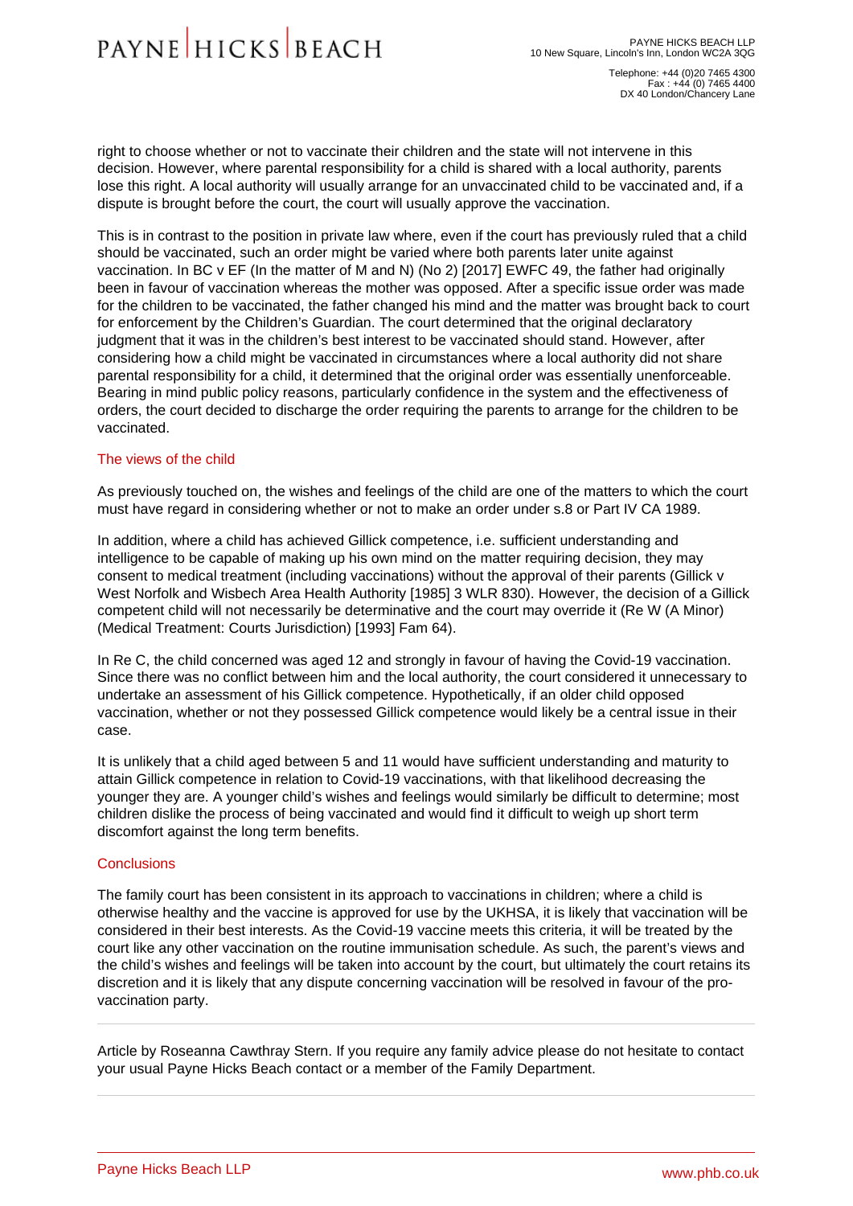right to choose whether or not to vaccinate their children and the state will not intervene in this decision. However, where parental responsibility for a child is shared with a local authority, parents lose this right. A local authority will usually arrange for an unvaccinated child to be vaccinated and, if a dispute is brought before the court, the court will usually approve the vaccination.

This is in contrast to the position in private law where, even if the court has previously ruled that a child should be vaccinated, such an order might be varied where both parents later unite against vaccination. In BC v EF (In the matter of M and N) (No 2) [2017] EWFC 49, the father had originally been in favour of vaccination whereas the mother was opposed. After a specific issue order was made for the children to be vaccinated, the father changed his mind and the matter was brought back to court for enforcement by the Children's Guardian. The court determined that the original declaratory judgment that it was in the children's best interest to be vaccinated should stand. However, after considering how a child might be vaccinated in circumstances where a local authority did not share parental responsibility for a child, it determined that the original order was essentially unenforceable. Bearing in mind public policy reasons, particularly confidence in the system and the effectiveness of orders, the court decided to discharge the order requiring the parents to arrange for the children to be vaccinated.

## The views of the child

As previously touched on, the wishes and feelings of the child are one of the matters to which the court must have regard in considering whether or not to make an order under s.8 or Part IV CA 1989.

In addition, where a child has achieved Gillick competence, i.e. sufficient understanding and intelligence to be capable of making up his own mind on the matter requiring decision, they may consent to medical treatment (including vaccinations) without the approval of their parents (Gillick v West Norfolk and Wisbech Area Health Authority [1985] 3 WLR 830). However, the decision of a Gillick competent child will not necessarily be determinative and the court may override it (Re W (A Minor) (Medical Treatment: Courts Jurisdiction) [1993] Fam 64).

In Re C, the child concerned was aged 12 and strongly in favour of having the Covid-19 vaccination. Since there was no conflict between him and the local authority, the court considered it unnecessary to undertake an assessment of his Gillick competence. Hypothetically, if an older child opposed vaccination, whether or not they possessed Gillick competence would likely be a central issue in their case.

It is unlikely that a child aged between 5 and 11 would have sufficient understanding and maturity to attain Gillick competence in relation to Covid-19 vaccinations, with that likelihood decreasing the younger they are. A younger child's wishes and feelings would similarly be difficult to determine; most children dislike the process of being vaccinated and would find it difficult to weigh up short term discomfort against the long term benefits.

## Conclusions

The family court has been consistent in its approach to vaccinations in children; where a child is otherwise healthy and the vaccine is approved for use by the UKHSA, it is likely that vaccination will be considered in their best interests. As the Covid-19 vaccine meets this criteria, it will be treated by the court like any other vaccination on the routine immunisation schedule. As such, the parent's views and the child's wishes and feelings will be taken into account by the court, but ultimately the court retains its discretion and it is likely that any dispute concerning vaccination will be resolved in favour of the pro-vaccination party.

---

Article by Roseanna Cawthray Stern. If you require any family advice please do not hesitate to contact your usual Payne Hicks Beach contact or a member of the Family Department.